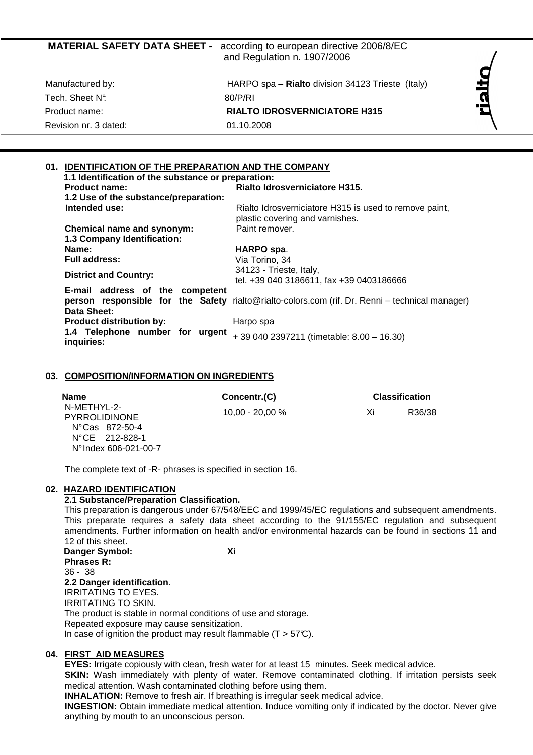**MATERIAL SAFETY DATA SHEET -** according to european directive 2006/8/EC and Regulation n. 1907/2006

| | |
|---|---|
| Manufactured by: | HARPO spa – **Rialto** division 34123 Trieste (Italy) |
| Tech. Sheet N°: | 80/P/RI |
| Product name: | **RIALTO IDROSVERNICIATORE H315** |
| Revision nr. 3 dated: | 01.10.2008 |

## 01. IDENTIFICATION OF THE PREPARATION AND THE COMPANY

**1.1 Identification of the substance or preparation:**

| | |
|---|---|
| **Product name:** | **Rialto Idrosverniciatore H315.** |
| **1.2 Use of the substance/preparation:** | |
| **Intended use:** | Rialto Idrosverniciatore H315 is used to remove paint, plastic covering and varnishes. |
| **Chemical name and synonym:** | Paint remover. |
| **1.3 Company Identification:** | |
| **Name:** | **HARPO spa**. |
| **Full address:** | Via Torino, 34 |
| **District and Country:** | 34123 - Trieste, Italy, tel. +39 040 3186611, fax +39 0403186666 |
| **E-mail address of the competent person responsible for the Safety Data Sheet:** | rialto@rialto-colors.com (rif. Dr. Renni – technical manager) |
| **Product distribution by:** | Harpo spa |
| **1.4 Telephone number for urgent inquiries:** | + 39 040 2397211 (timetable: 8.00 – 16.30) |

## 03. COMPOSITION/INFORMATION ON INGREDIENTS

| Name | Concentr.(C) | Classification | |
|---|---|---|---|
| N-METHYL-2-PYRROLIDINONE<br>N°Cas 872-50-4<br>N°CE 212-828-1<br>N°Index 606-021-00-7 | 10,00 - 20,00 % | Xi | R36/38 |

The complete text of -R- phrases is specified in section 16.

## 02. HAZARD IDENTIFICATION

**2.1 Substance/Preparation Classification.**

This preparation is dangerous under 67/548/EEC and 1999/45/EC regulations and subsequent amendments. This preparate requires a safety data sheet according to the 91/155/EC regulation and subsequent amendments. Further information on health and/or environmental hazards can be found in sections 11 and 12 of this sheet.

**Danger Symbol:** **Xi**

**Phrases R:**

36 - 38

**2.2 Danger identification**.

IRRITATING TO EYES.

IRRITATING TO SKIN.

The product is stable in normal conditions of use and storage.

Repeated exposure may cause sensitization.

In case of ignition the product may result flammable (T > 57°C).

## 04. FIRST AID MEASURES

**EYES:** Irrigate copiously with clean, fresh water for at least 15 minutes. Seek medical advice.

**SKIN:** Wash immediately with plenty of water. Remove contaminated clothing. If irritation persists seek medical attention. Wash contaminated clothing before using them.

**INHALATION:** Remove to fresh air. If breathing is irregular seek medical advice.

**INGESTION:** Obtain immediate medical attention. Induce vomiting only if indicated by the doctor. Never give anything by mouth to an unconscious person.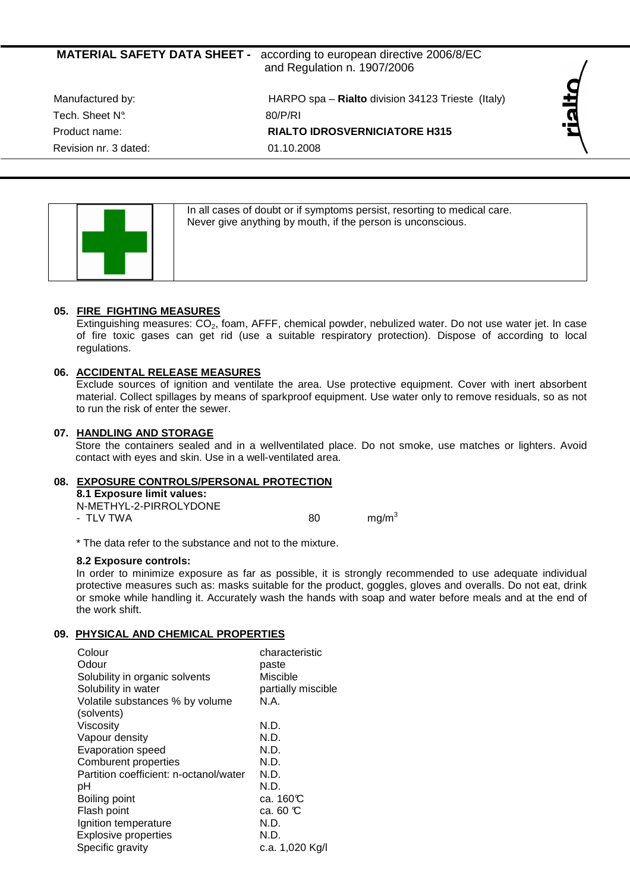**MATERIAL SAFETY DATA SHEET -** according to european directive 2006/8/EC and Regulation n. 1907/2006

| | |
|---|---|
| Manufactured by: | HARPO spa – **Rialto** division 34123 Trieste (Italy) |
| Tech. Sheet N°: | 80/P/RI |
| Product name: | **RIALTO IDROSVERNICIATORE H315** |
| Revision nr. 3 dated: | 01.10.2008 |

In all cases of doubt or if symptoms persist, resorting to medical care.
Never give anything by mouth, if the person is unconscious.

## 05. FIRE FIGHTING MEASURES

Extinguishing measures: $CO_2$, foam, AFFF, chemical powder, nebulized water. Do not use water jet. In case of fire toxic gases can get rid (use a suitable respiratory protection). Dispose of according to local regulations.

## 06. ACCIDENTAL RELEASE MEASURES

Exclude sources of ignition and ventilate the area. Use protective equipment. Cover with inert absorbent material. Collect spillages by means of sparkproof equipment. Use water only to remove residuals, so as not to run the risk of enter the sewer.

## 07. HANDLING AND STORAGE

Store the containers sealed and in a wellventilated place. Do not smoke, use matches or lighters. Avoid contact with eyes and skin. Use in a well-ventilated area.

## 08. EXPOSURE CONTROLS/PERSONAL PROTECTION

**8.1 Exposure limit values:**

N-METHYL-2-PIRROLYDONE

| | | |
|---|---|---|
| - TLV TWA | 80 | $mg/m^3$ |

\* The data refer to the substance and not to the mixture.

**8.2 Exposure controls:**

In order to minimize exposure as far as possible, it is strongly recommended to use adequate individual protective measures such as: masks suitable for the product, goggles, gloves and overalls. Do not eat, drink or smoke while handling it. Accurately wash the hands with soap and water before meals and at the end of the work shift.

## 09. PHYSICAL AND CHEMICAL PROPERTIES

| | |
|---|---|
| Colour | characteristic |
| Odour | paste |
| Solubility in organic solvents | Miscible |
| Solubility in water | partially miscible |
| Volatile substances % by volume (solvents) | N.A. |
| Viscosity | N.D. |
| Vapour density | N.D. |
| Evaporation speed | N.D. |
| Comburent properties | N.D. |
| Partition coefficient: n-octanol/water | N.D. |
| pH | N.D. |
| Boiling point | ca. 160°C |
| Flash point | ca. 60 °C |
| Ignition temperature | N.D. |
| Explosive properties | N.D. |
| Specific gravity | c.a. 1,020 Kg/l |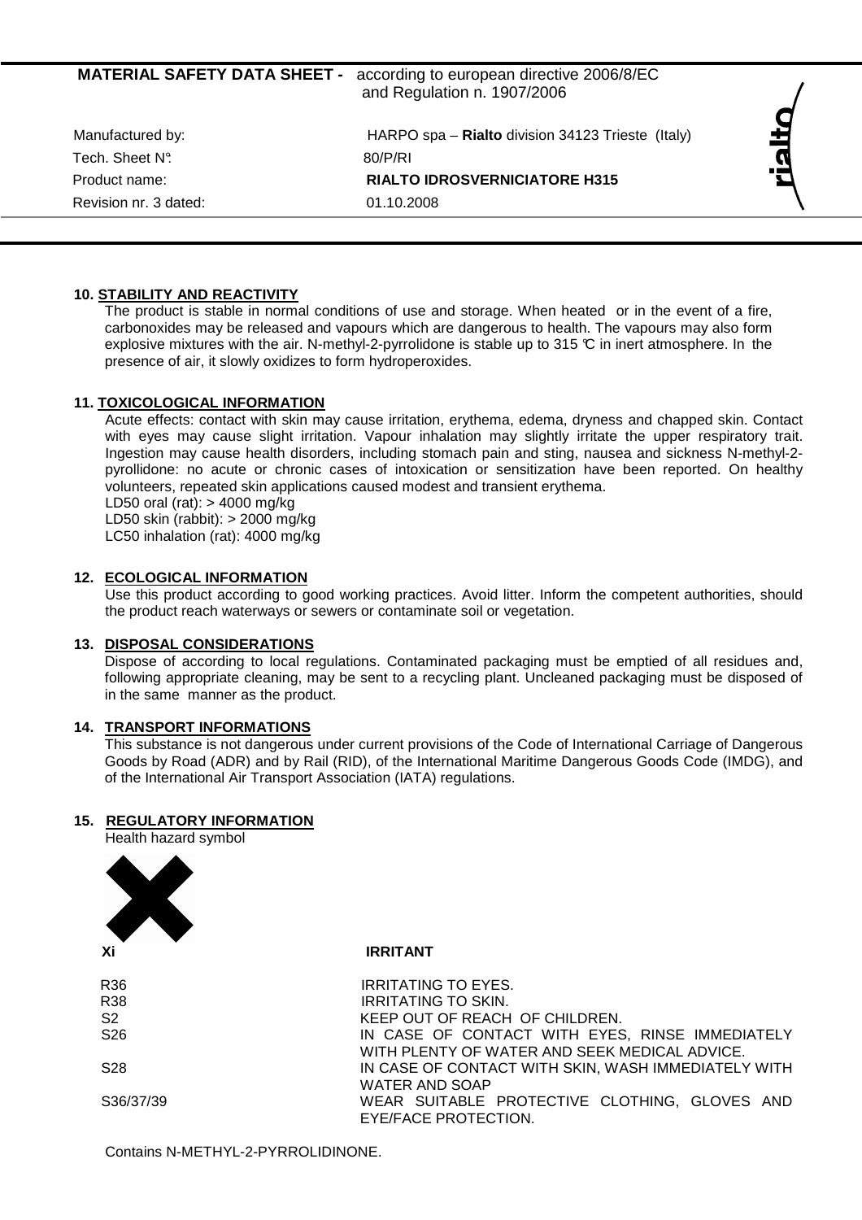**MATERIAL SAFETY DATA SHEET -** according to european directive 2006/8/EC and Regulation n. 1907/2006

| | |
|---|---|
| Manufactured by: | HARPO spa – **Rialto** division 34123 Trieste (Italy) |
| Tech. Sheet N°: | 80/P/RI |
| Product name: | **RIALTO IDROSVERNICIATORE H315** |
| Revision nr. 3 dated: | 01.10.2008 |

### 10. STABILITY AND REACTIVITY

The product is stable in normal conditions of use and storage. When heated or in the event of a fire, carbonoxides may be released and vapours which are dangerous to health. The vapours may also form explosive mixtures with the air. N-methyl-2-pyrrolidone is stable up to 315 °C in inert atmosphere. In the presence of air, it slowly oxidizes to form hydroperoxides.

### 11. TOXICOLOGICAL INFORMATION

Acute effects: contact with skin may cause irritation, erythema, edema, dryness and chapped skin. Contact with eyes may cause slight irritation. Vapour inhalation may slightly irritate the upper respiratory trait. Ingestion may cause health disorders, including stomach pain and sting, nausea and sickness N-methyl-2-pyrollidone: no acute or chronic cases of intoxication or sensitization have been reported. On healthy volunteers, repeated skin applications caused modest and transient erythema.

LD50 oral (rat): > 4000 mg/kg

LD50 skin (rabbit): > 2000 mg/kg

LC50 inhalation (rat): 4000 mg/kg

### 12. ECOLOGICAL INFORMATION

Use this product according to good working practices. Avoid litter. Inform the competent authorities, should the product reach waterways or sewers or contaminate soil or vegetation.

### 13. DISPOSAL CONSIDERATIONS

Dispose of according to local regulations. Contaminated packaging must be emptied of all residues and, following appropriate cleaning, may be sent to a recycling plant. Uncleaned packaging must be disposed of in the same manner as the product.

### 14. TRANSPORT INFORMATIONS

This substance is not dangerous under current provisions of the Code of International Carriage of Dangerous Goods by Road (ADR) and by Rail (RID), of the International Maritime Dangerous Goods Code (IMDG), and of the International Air Transport Association (IATA) regulations.

### 15. REGULATORY INFORMATION

Health hazard symbol

| | |
|---|---|
| **Xi** | **IRRITANT** |
| R36 | IRRITATING TO EYES. |
| R38 | IRRITATING TO SKIN. |
| S2 | KEEP OUT OF REACH OF CHILDREN. |
| S26 | IN CASE OF CONTACT WITH EYES, RINSE IMMEDIATELY WITH PLENTY OF WATER AND SEEK MEDICAL ADVICE. |
| S28 | IN CASE OF CONTACT WITH SKIN, WASH IMMEDIATELY WITH WATER AND SOAP |
| S36/37/39 | WEAR SUITABLE PROTECTIVE CLOTHING, GLOVES AND EYE/FACE PROTECTION. |

Contains N-METHYL-2-PYRROLIDINONE.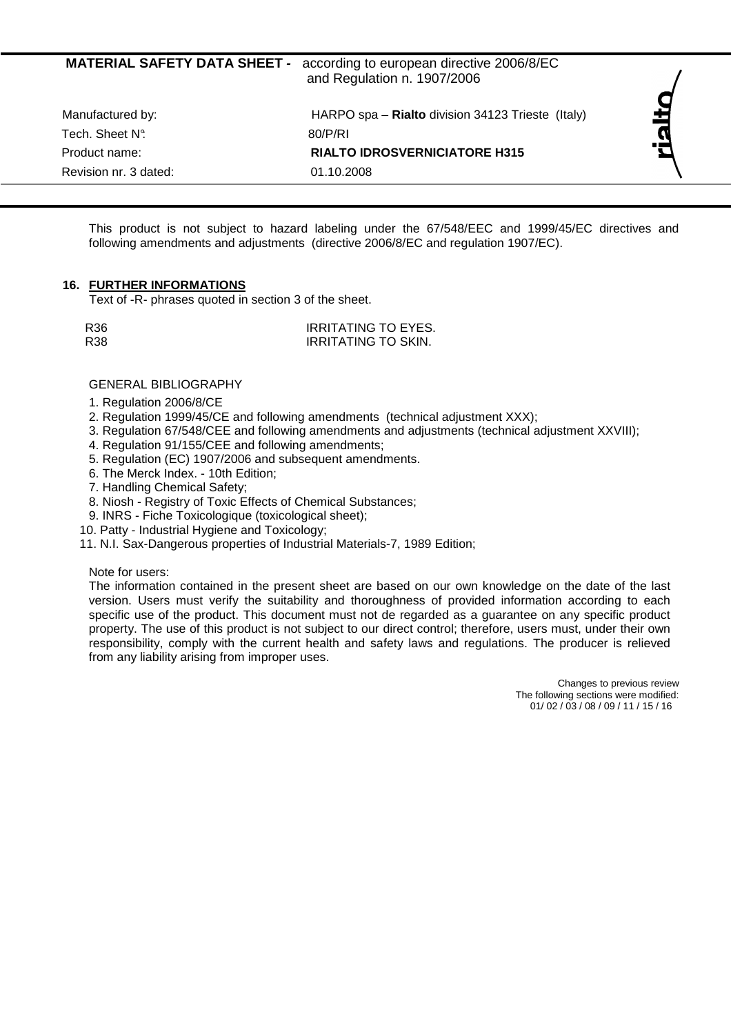This product is not subject to hazard labeling under the 67/548/EEC and 1999/45/EC directives and following amendments and adjustments (directive 2006/8/EC and regulation 1907/EC).

## 16. FURTHER INFORMATIONS

Text of -R- phrases quoted in section 3 of the sheet.

| | |
|---|---|
| R36 | IRRITATING TO EYES. |
| R38 | IRRITATING TO SKIN. |

GENERAL BIBLIOGRAPHY

1. Regulation 2006/8/CE
2. Regulation 1999/45/CE and following amendments (technical adjustment XXX);
3. Regulation 67/548/CEE and following amendments and adjustments (technical adjustment XXVIII);
4. Regulation 91/155/CEE and following amendments;
5. Regulation (EC) 1907/2006 and subsequent amendments.
6. The Merck Index. - 10th Edition;
7. Handling Chemical Safety;
8. Niosh - Registry of Toxic Effects of Chemical Substances;
9. INRS - Fiche Toxicologique (toxicological sheet);
10. Patty - Industrial Hygiene and Toxicology;
11. N.I. Sax-Dangerous properties of Industrial Materials-7, 1989 Edition;

Note for users:

The information contained in the present sheet are based on our own knowledge on the date of the last version. Users must verify the suitability and thoroughness of provided information according to each specific use of the product. This document must not de regarded as a guarantee on any specific product property. The use of this product is not subject to our direct control; therefore, users must, under their own responsibility, comply with the current health and safety laws and regulations. The producer is relieved from any liability arising from improper uses.

Changes to previous review
The following sections were modified:
01/ 02 / 03 / 08 / 09 / 11 / 15 / 16